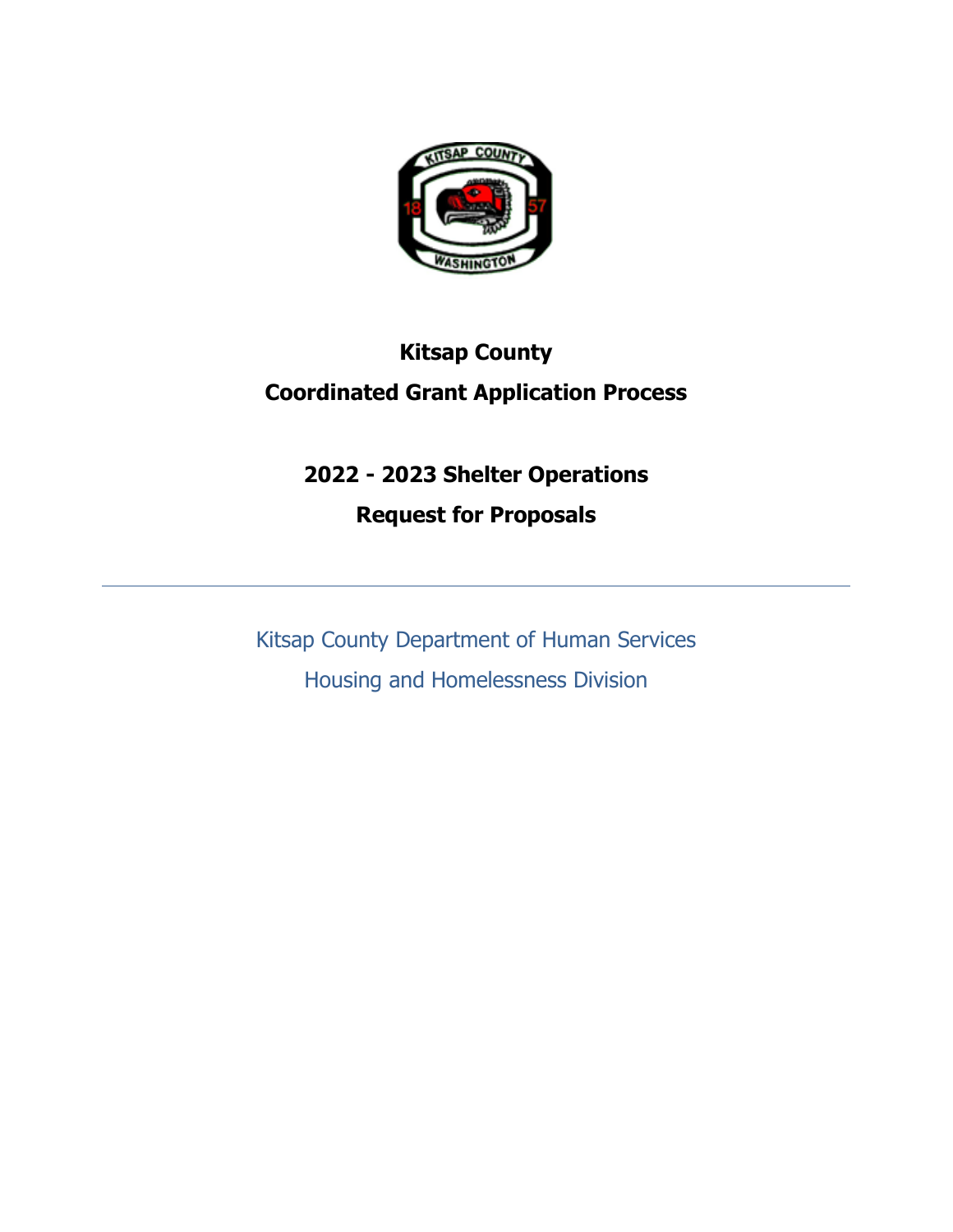# Kitsap County

# Coordinated Grant Application Process

## 2022 - 2023 Shelter Operations

## Request for Proposals

---

Kitsap County Department of Human Services

Housing and Homelessness Division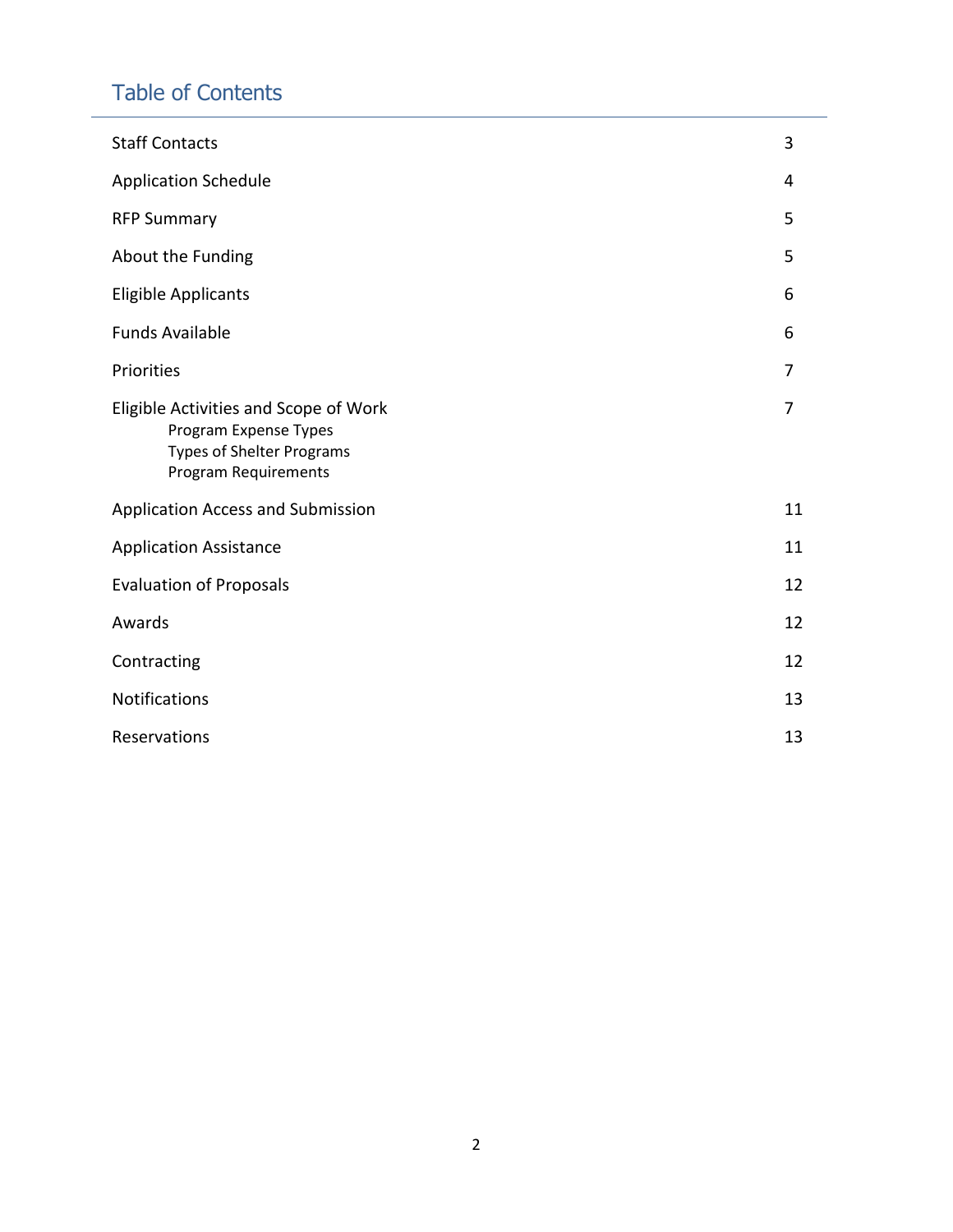## Table of Contents

| | |
|---|---|
| Staff Contacts | 3 |
| Application Schedule | 4 |
| RFP Summary | 5 |
| About the Funding | 5 |
| Eligible Applicants | 6 |
| Funds Available | 6 |
| Priorities | 7 |
| Eligible Activities and Scope of Work<br>Program Expense Types<br>Types of Shelter Programs<br>Program Requirements | 7 |
| Application Access and Submission | 11 |
| Application Assistance | 11 |
| Evaluation of Proposals | 12 |
| Awards | 12 |
| Contracting | 12 |
| Notifications | 13 |
| Reservations | 13 |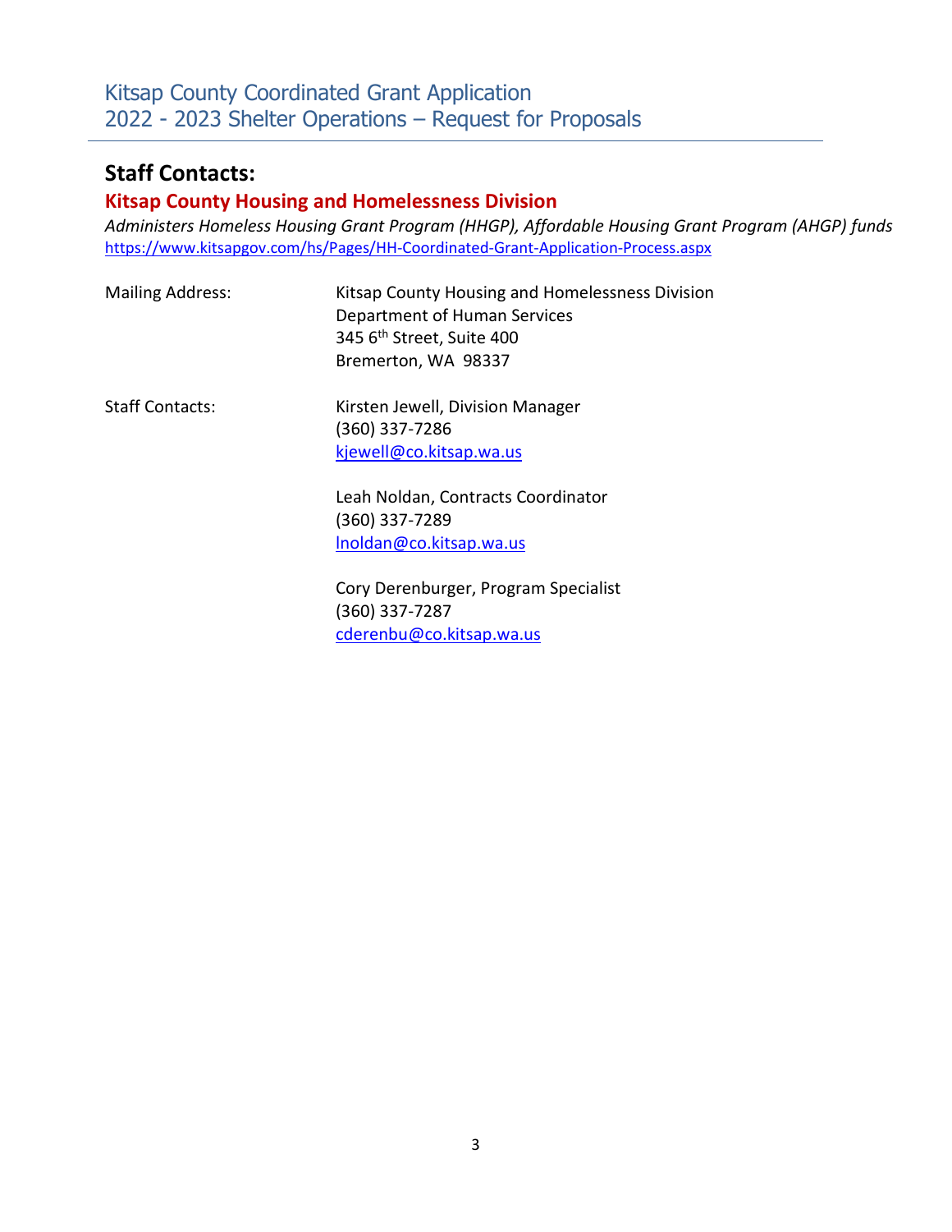## Staff Contacts:

### Kitsap County Housing and Homelessness Division

*Administers Homeless Housing Grant Program (HHGP), Affordable Housing Grant Program (AHGP) funds*
https://www.kitsapgov.com/hs/Pages/HH-Coordinated-Grant-Application-Process.aspx

Mailing Address:

Kitsap County Housing and Homelessness Division
Department of Human Services
345 6th Street, Suite 400
Bremerton, WA 98337

Staff Contacts:

Kirsten Jewell, Division Manager
(360) 337-7286
kjewell@co.kitsap.wa.us

Leah Noldan, Contracts Coordinator
(360) 337-7289
lnoldan@co.kitsap.wa.us

Cory Derenburger, Program Specialist
(360) 337-7287
cderenbu@co.kitsap.wa.us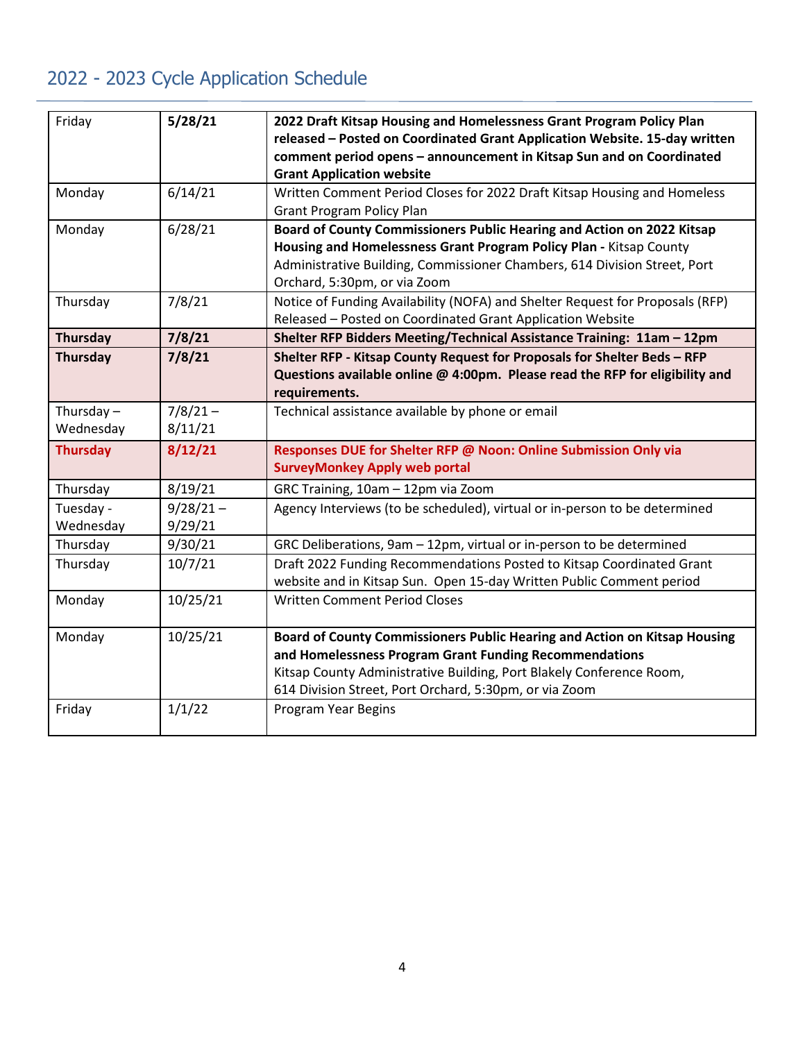## 2022 - 2023 Cycle Application Schedule

| | | |
|---|---|---|
| Friday | **5/28/21** | **2022 Draft Kitsap Housing and Homelessness Grant Program Policy Plan released – Posted on Coordinated Grant Application Website. 15-day written comment period opens – announcement in Kitsap Sun and on Coordinated Grant Application website** |
| Monday | 6/14/21 | Written Comment Period Closes for 2022 Draft Kitsap Housing and Homeless Grant Program Policy Plan |
| Monday | 6/28/21 | **Board of County Commissioners Public Hearing and Action on 2022 Kitsap Housing and Homelessness Grant Program Policy Plan -** Kitsap County Administrative Building, Commissioner Chambers, 614 Division Street, Port Orchard, 5:30pm, or via Zoom |
| Thursday | 7/8/21 | Notice of Funding Availability (NOFA) and Shelter Request for Proposals (RFP) Released – Posted on Coordinated Grant Application Website |
| **Thursday** | **7/8/21** | **Shelter RFP Bidders Meeting/Technical Assistance Training: 11am – 12pm** |
| **Thursday** | **7/8/21** | **Shelter RFP - Kitsap County Request for Proposals for Shelter Beds – RFP Questions available online @ 4:00pm. Please read the RFP for eligibility and requirements.** |
| Thursday – Wednesday | 7/8/21 – 8/11/21 | Technical assistance available by phone or email |
| **Thursday** | **8/12/21** | **Responses DUE for Shelter RFP @ Noon: Online Submission Only via SurveyMonkey Apply web portal** |
| Thursday | 8/19/21 | GRC Training, 10am – 12pm via Zoom |
| Tuesday - Wednesday | 9/28/21 – 9/29/21 | Agency Interviews (to be scheduled), virtual or in-person to be determined |
| Thursday | 9/30/21 | GRC Deliberations, 9am – 12pm, virtual or in-person to be determined |
| Thursday | 10/7/21 | Draft 2022 Funding Recommendations Posted to Kitsap Coordinated Grant website and in Kitsap Sun. Open 15-day Written Public Comment period |
| Monday | 10/25/21 | Written Comment Period Closes |
| Monday | 10/25/21 | **Board of County Commissioners Public Hearing and Action on Kitsap Housing and Homelessness Program Grant Funding Recommendations** Kitsap County Administrative Building, Port Blakely Conference Room, 614 Division Street, Port Orchard, 5:30pm, or via Zoom |
| Friday | 1/1/22 | Program Year Begins |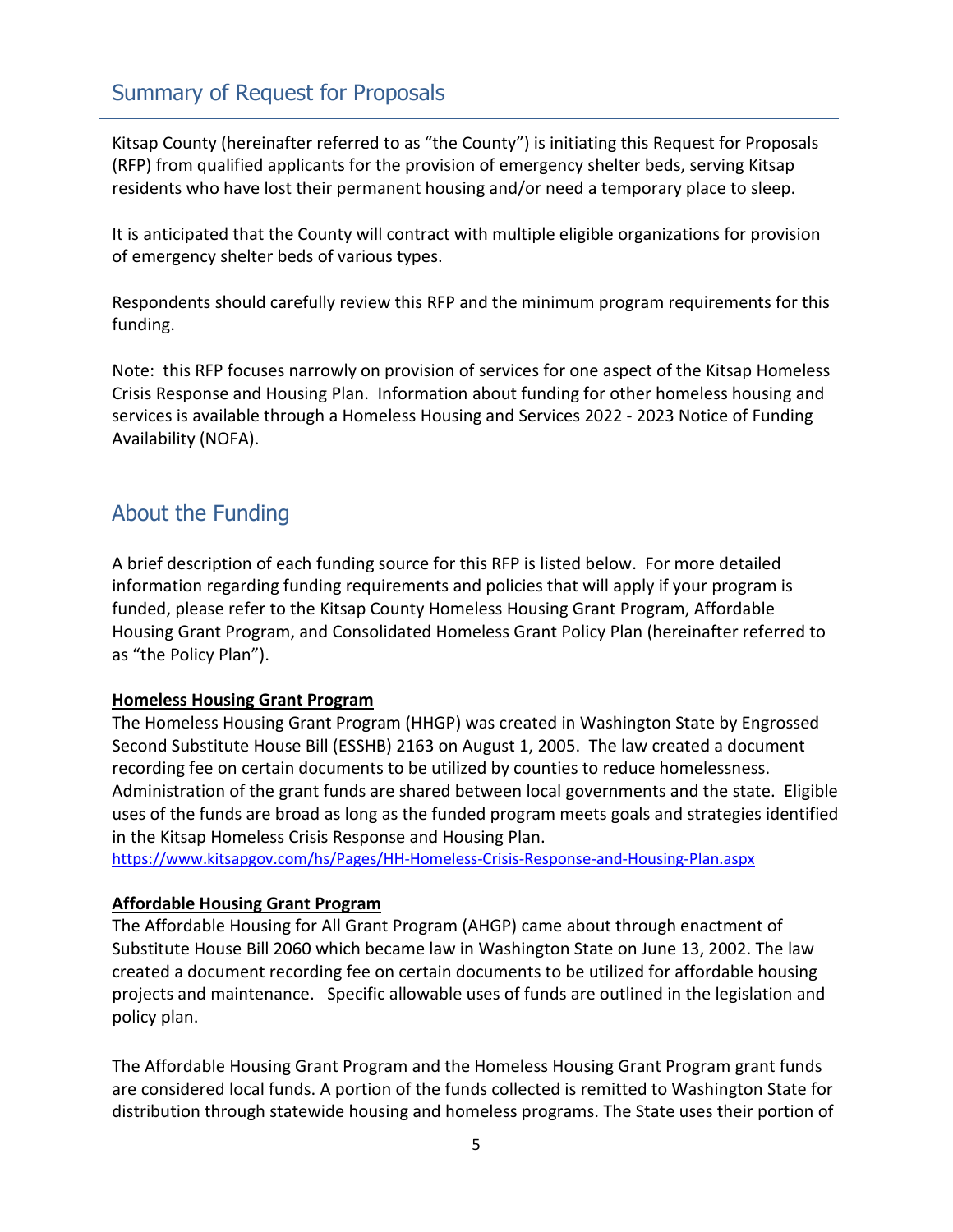## Summary of Request for Proposals

Kitsap County (hereinafter referred to as "the County") is initiating this Request for Proposals (RFP) from qualified applicants for the provision of emergency shelter beds, serving Kitsap residents who have lost their permanent housing and/or need a temporary place to sleep.

It is anticipated that the County will contract with multiple eligible organizations for provision of emergency shelter beds of various types.

Respondents should carefully review this RFP and the minimum program requirements for this funding.

Note: this RFP focuses narrowly on provision of services for one aspect of the Kitsap Homeless Crisis Response and Housing Plan. Information about funding for other homeless housing and services is available through a Homeless Housing and Services 2022 - 2023 Notice of Funding Availability (NOFA).

## About the Funding

A brief description of each funding source for this RFP is listed below. For more detailed information regarding funding requirements and policies that will apply if your program is funded, please refer to the Kitsap County Homeless Housing Grant Program, Affordable Housing Grant Program, and Consolidated Homeless Grant Policy Plan (hereinafter referred to as "the Policy Plan").

**Homeless Housing Grant Program**

The Homeless Housing Grant Program (HHGP) was created in Washington State by Engrossed Second Substitute House Bill (ESSHB) 2163 on August 1, 2005. The law created a document recording fee on certain documents to be utilized by counties to reduce homelessness. Administration of the grant funds are shared between local governments and the state. Eligible uses of the funds are broad as long as the funded program meets goals and strategies identified in the Kitsap Homeless Crisis Response and Housing Plan.
https://www.kitsapgov.com/hs/Pages/HH-Homeless-Crisis-Response-and-Housing-Plan.aspx

**Affordable Housing Grant Program**

The Affordable Housing for All Grant Program (AHGP) came about through enactment of Substitute House Bill 2060 which became law in Washington State on June 13, 2002. The law created a document recording fee on certain documents to be utilized for affordable housing projects and maintenance. Specific allowable uses of funds are outlined in the legislation and policy plan.

The Affordable Housing Grant Program and the Homeless Housing Grant Program grant funds are considered local funds. A portion of the funds collected is remitted to Washington State for distribution through statewide housing and homeless programs. The State uses their portion of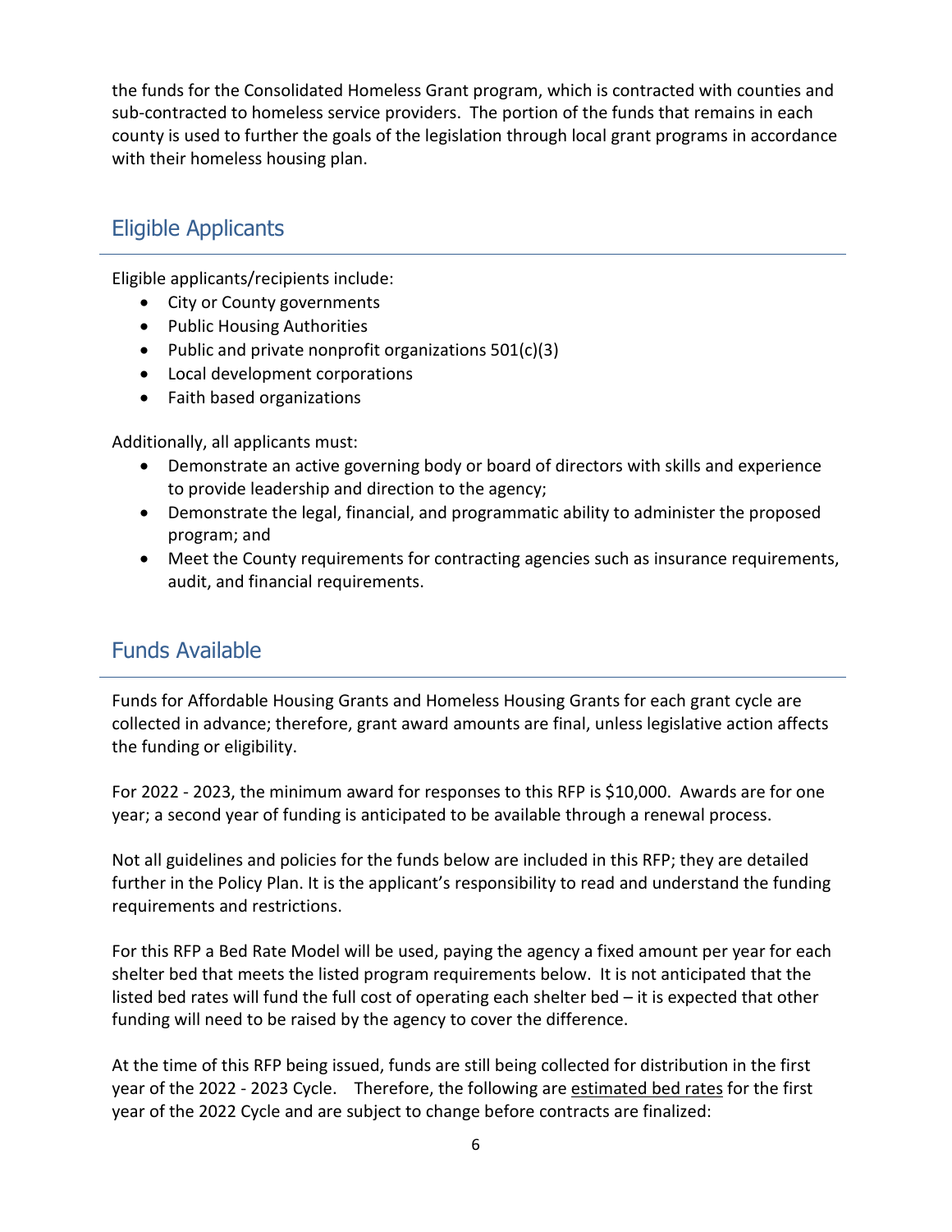the funds for the Consolidated Homeless Grant program, which is contracted with counties and sub-contracted to homeless service providers. The portion of the funds that remains in each county is used to further the goals of the legislation through local grant programs in accordance with their homeless housing plan.

## Eligible Applicants

Eligible applicants/recipients include:

- City or County governments
- Public Housing Authorities
- Public and private nonprofit organizations 501(c)(3)
- Local development corporations
- Faith based organizations

Additionally, all applicants must:

- Demonstrate an active governing body or board of directors with skills and experience to provide leadership and direction to the agency;
- Demonstrate the legal, financial, and programmatic ability to administer the proposed program; and
- Meet the County requirements for contracting agencies such as insurance requirements, audit, and financial requirements.

## Funds Available

Funds for Affordable Housing Grants and Homeless Housing Grants for each grant cycle are collected in advance; therefore, grant award amounts are final, unless legislative action affects the funding or eligibility.

For 2022 - 2023, the minimum award for responses to this RFP is $10,000. Awards are for one year; a second year of funding is anticipated to be available through a renewal process.

Not all guidelines and policies for the funds below are included in this RFP; they are detailed further in the Policy Plan. It is the applicant's responsibility to read and understand the funding requirements and restrictions.

For this RFP a Bed Rate Model will be used, paying the agency a fixed amount per year for each shelter bed that meets the listed program requirements below. It is not anticipated that the listed bed rates will fund the full cost of operating each shelter bed – it is expected that other funding will need to be raised by the agency to cover the difference.

At the time of this RFP being issued, funds are still being collected for distribution in the first year of the 2022 - 2023 Cycle. Therefore, the following are estimated bed rates for the first year of the 2022 Cycle and are subject to change before contracts are finalized: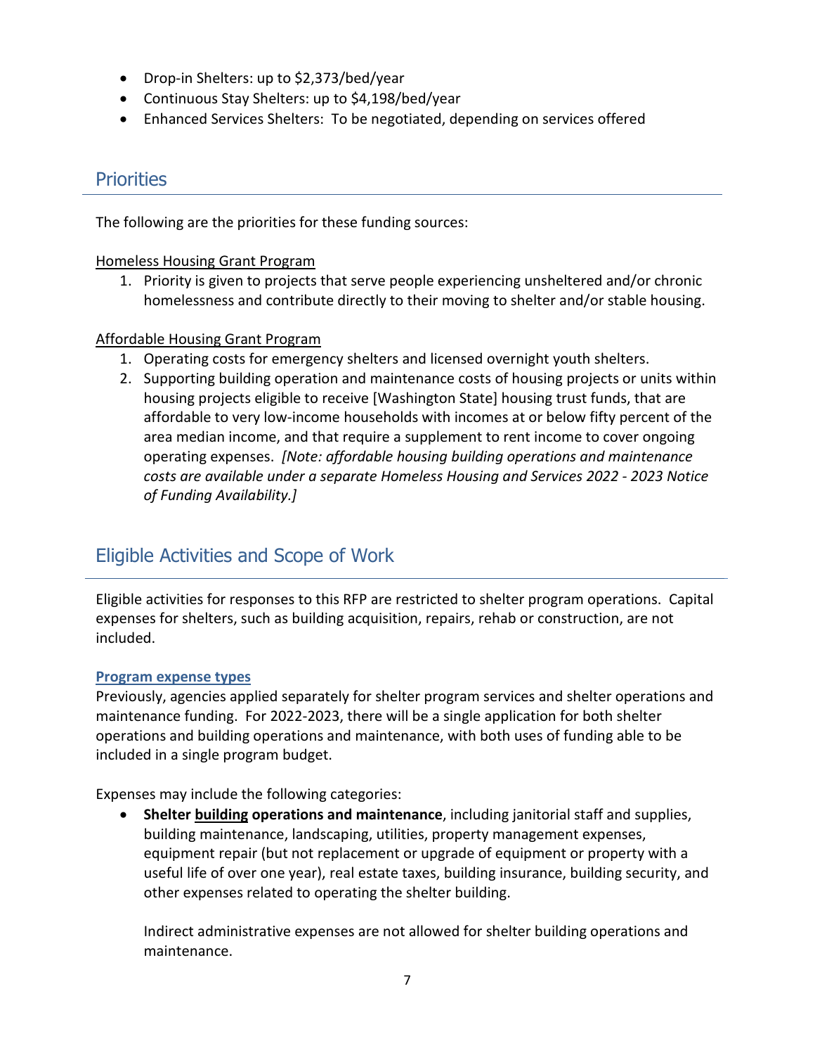- Drop-in Shelters: up to $2,373/bed/year
- Continuous Stay Shelters: up to $4,198/bed/year
- Enhanced Services Shelters: To be negotiated, depending on services offered

## Priorities

The following are the priorities for these funding sources:

Homeless Housing Grant Program

1. Priority is given to projects that serve people experiencing unsheltered and/or chronic homelessness and contribute directly to their moving to shelter and/or stable housing.

Affordable Housing Grant Program

1. Operating costs for emergency shelters and licensed overnight youth shelters.
2. Supporting building operation and maintenance costs of housing projects or units within housing projects eligible to receive [Washington State] housing trust funds, that are affordable to very low-income households with incomes at or below fifty percent of the area median income, and that require a supplement to rent income to cover ongoing operating expenses. *[Note: affordable housing building operations and maintenance costs are available under a separate Homeless Housing and Services 2022 - 2023 Notice of Funding Availability.]*

## Eligible Activities and Scope of Work

Eligible activities for responses to this RFP are restricted to shelter program operations. Capital expenses for shelters, such as building acquisition, repairs, rehab or construction, are not included.

### Program expense types

Previously, agencies applied separately for shelter program services and shelter operations and maintenance funding. For 2022-2023, there will be a single application for both shelter operations and building operations and maintenance, with both uses of funding able to be included in a single program budget.

Expenses may include the following categories:

- **Shelter building operations and maintenance**, including janitorial staff and supplies, building maintenance, landscaping, utilities, property management expenses, equipment repair (but not replacement or upgrade of equipment or property with a useful life of over one year), real estate taxes, building insurance, building security, and other expenses related to operating the shelter building.

  Indirect administrative expenses are not allowed for shelter building operations and maintenance.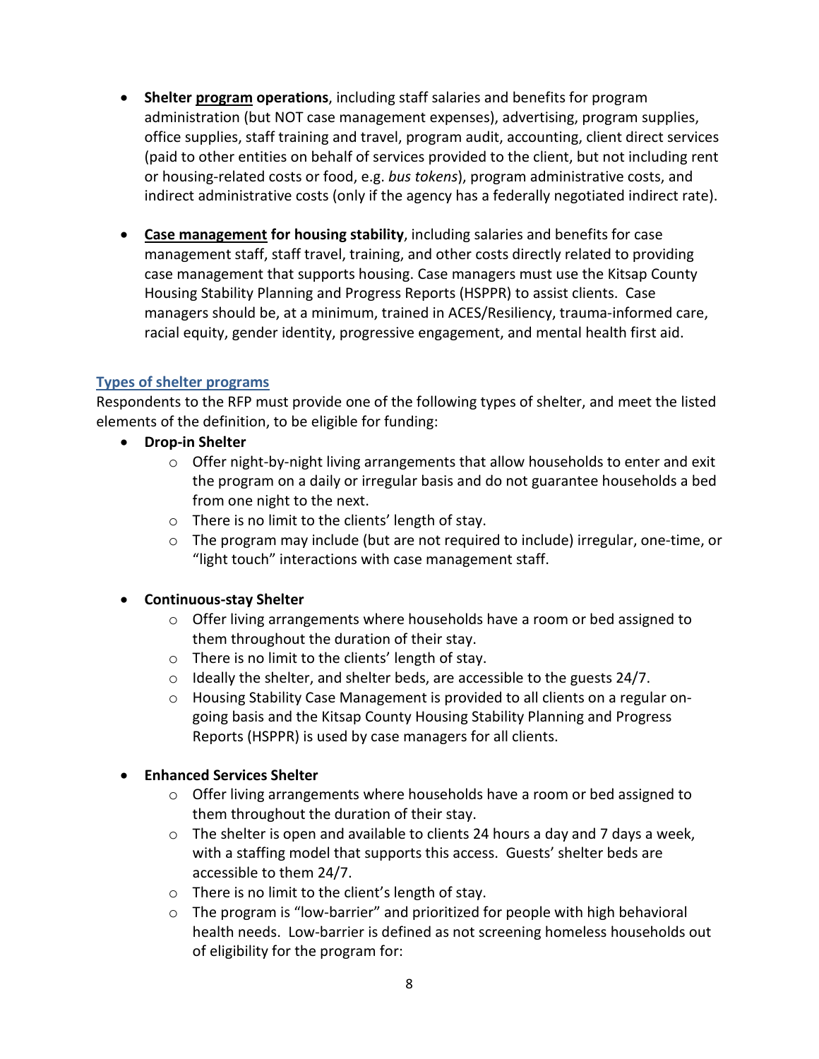- **Shelter <u>program</u> operations**, including staff salaries and benefits for program administration (but NOT case management expenses), advertising, program supplies, office supplies, staff training and travel, program audit, accounting, client direct services (paid to other entities on behalf of services provided to the client, but not including rent or housing-related costs or food, e.g. *bus tokens*), program administrative costs, and indirect administrative costs (only if the agency has a federally negotiated indirect rate).

- **<u>Case management</u> for housing stability**, including salaries and benefits for case management staff, staff travel, training, and other costs directly related to providing case management that supports housing. Case managers must use the Kitsap County Housing Stability Planning and Progress Reports (HSPPR) to assist clients. Case managers should be, at a minimum, trained in ACES/Resiliency, trauma-informed care, racial equity, gender identity, progressive engagement, and mental health first aid.

### Types of shelter programs

Respondents to the RFP must provide one of the following types of shelter, and meet the listed elements of the definition, to be eligible for funding:

- **Drop-in Shelter**
  - Offer night-by-night living arrangements that allow households to enter and exit the program on a daily or irregular basis and do not guarantee households a bed from one night to the next.
  - There is no limit to the clients' length of stay.
  - The program may include (but are not required to include) irregular, one-time, or "light touch" interactions with case management staff.

- **Continuous-stay Shelter**
  - Offer living arrangements where households have a room or bed assigned to them throughout the duration of their stay.
  - There is no limit to the clients' length of stay.
  - Ideally the shelter, and shelter beds, are accessible to the guests 24/7.
  - Housing Stability Case Management is provided to all clients on a regular on-going basis and the Kitsap County Housing Stability Planning and Progress Reports (HSPPR) is used by case managers for all clients.

- **Enhanced Services Shelter**
  - Offer living arrangements where households have a room or bed assigned to them throughout the duration of their stay.
  - The shelter is open and available to clients 24 hours a day and 7 days a week, with a staffing model that supports this access. Guests' shelter beds are accessible to them 24/7.
  - There is no limit to the client's length of stay.
  - The program is "low-barrier" and prioritized for people with high behavioral health needs. Low-barrier is defined as not screening homeless households out of eligibility for the program for: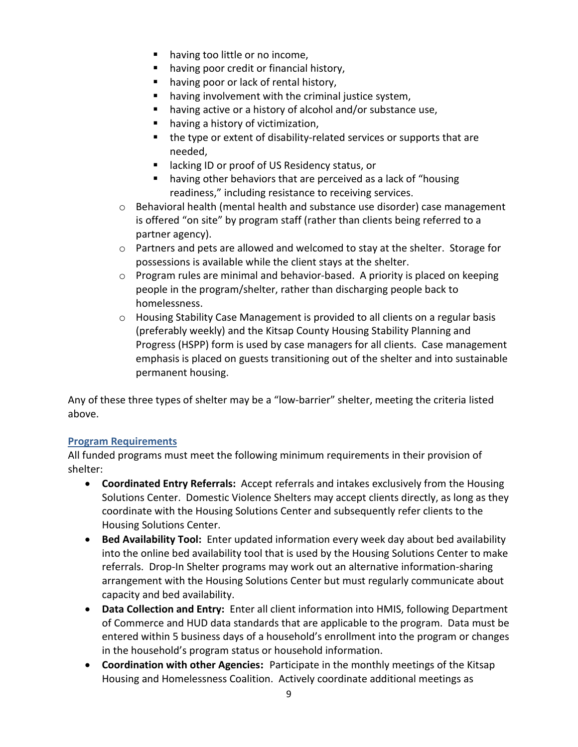- having too little or no income,
        - having poor credit or financial history,
        - having poor or lack of rental history,
        - having involvement with the criminal justice system,
        - having active or a history of alcohol and/or substance use,
        - having a history of victimization,
        - the type or extent of disability-related services or supports that are needed,
        - lacking ID or proof of US Residency status, or
        - having other behaviors that are perceived as a lack of "housing readiness," including resistance to receiving services.
    - Behavioral health (mental health and substance use disorder) case management is offered "on site" by program staff (rather than clients being referred to a partner agency).
    - Partners and pets are allowed and welcomed to stay at the shelter. Storage for possessions is available while the client stays at the shelter.
    - Program rules are minimal and behavior-based. A priority is placed on keeping people in the program/shelter, rather than discharging people back to homelessness.
    - Housing Stability Case Management is provided to all clients on a regular basis (preferably weekly) and the Kitsap County Housing Stability Planning and Progress (HSPP) form is used by case managers for all clients. Case management emphasis is placed on guests transitioning out of the shelter and into sustainable permanent housing.

Any of these three types of shelter may be a "low-barrier" shelter, meeting the criteria listed above.

## Program Requirements

All funded programs must meet the following minimum requirements in their provision of shelter:

- **Coordinated Entry Referrals:** Accept referrals and intakes exclusively from the Housing Solutions Center. Domestic Violence Shelters may accept clients directly, as long as they coordinate with the Housing Solutions Center and subsequently refer clients to the Housing Solutions Center.
- **Bed Availability Tool:** Enter updated information every week day about bed availability into the online bed availability tool that is used by the Housing Solutions Center to make referrals. Drop-In Shelter programs may work out an alternative information-sharing arrangement with the Housing Solutions Center but must regularly communicate about capacity and bed availability.
- **Data Collection and Entry:** Enter all client information into HMIS, following Department of Commerce and HUD data standards that are applicable to the program. Data must be entered within 5 business days of a household's enrollment into the program or changes in the household's program status or household information.
- **Coordination with other Agencies:** Participate in the monthly meetings of the Kitsap Housing and Homelessness Coalition. Actively coordinate additional meetings as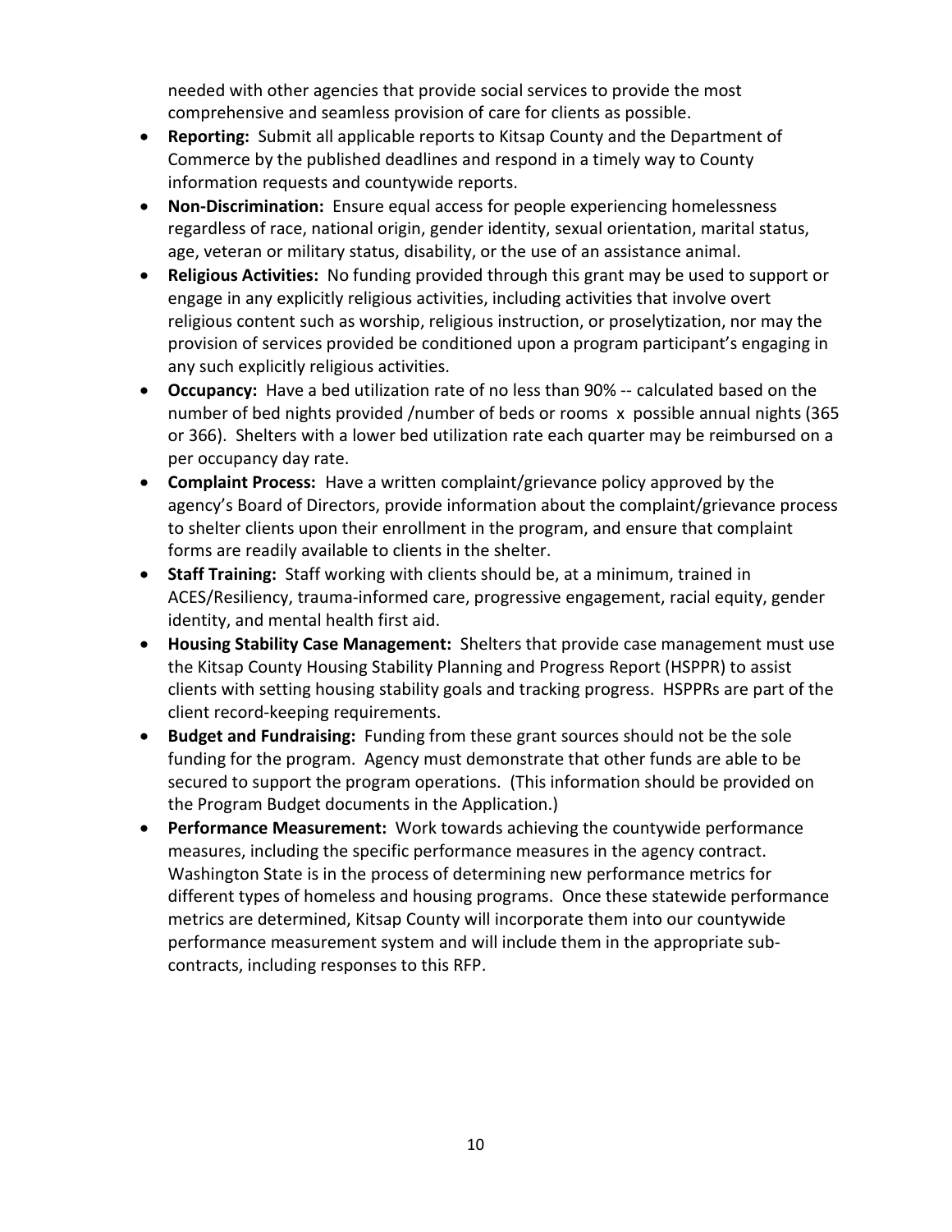needed with other agencies that provide social services to provide the most comprehensive and seamless provision of care for clients as possible.

- **Reporting:** Submit all applicable reports to Kitsap County and the Department of Commerce by the published deadlines and respond in a timely way to County information requests and countywide reports.
- **Non-Discrimination:** Ensure equal access for people experiencing homelessness regardless of race, national origin, gender identity, sexual orientation, marital status, age, veteran or military status, disability, or the use of an assistance animal.
- **Religious Activities:** No funding provided through this grant may be used to support or engage in any explicitly religious activities, including activities that involve overt religious content such as worship, religious instruction, or proselytization, nor may the provision of services provided be conditioned upon a program participant's engaging in any such explicitly religious activities.
- **Occupancy:** Have a bed utilization rate of no less than 90% -- calculated based on the number of bed nights provided /number of beds or rooms x possible annual nights (365 or 366). Shelters with a lower bed utilization rate each quarter may be reimbursed on a per occupancy day rate.
- **Complaint Process:** Have a written complaint/grievance policy approved by the agency's Board of Directors, provide information about the complaint/grievance process to shelter clients upon their enrollment in the program, and ensure that complaint forms are readily available to clients in the shelter.
- **Staff Training:** Staff working with clients should be, at a minimum, trained in ACES/Resiliency, trauma-informed care, progressive engagement, racial equity, gender identity, and mental health first aid.
- **Housing Stability Case Management:** Shelters that provide case management must use the Kitsap County Housing Stability Planning and Progress Report (HSPPR) to assist clients with setting housing stability goals and tracking progress. HSPPRs are part of the client record-keeping requirements.
- **Budget and Fundraising:** Funding from these grant sources should not be the sole funding for the program. Agency must demonstrate that other funds are able to be secured to support the program operations. (This information should be provided on the Program Budget documents in the Application.)
- **Performance Measurement:** Work towards achieving the countywide performance measures, including the specific performance measures in the agency contract. Washington State is in the process of determining new performance metrics for different types of homeless and housing programs. Once these statewide performance metrics are determined, Kitsap County will incorporate them into our countywide performance measurement system and will include them in the appropriate sub-contracts, including responses to this RFP.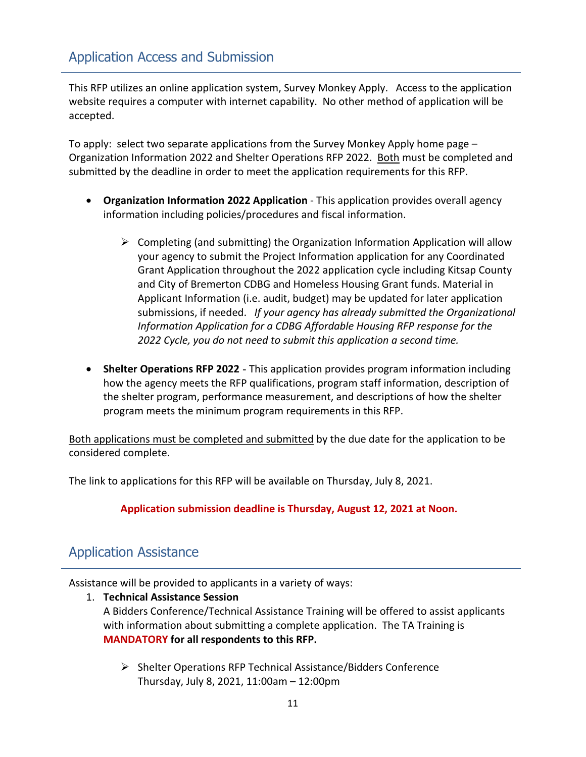## Application Access and Submission

This RFP utilizes an online application system, Survey Monkey Apply. Access to the application website requires a computer with internet capability. No other method of application will be accepted.

To apply: select two separate applications from the Survey Monkey Apply home page – Organization Information 2022 and Shelter Operations RFP 2022. Both must be completed and submitted by the deadline in order to meet the application requirements for this RFP.

- **Organization Information 2022 Application** - This application provides overall agency information including policies/procedures and fiscal information.
  - Completing (and submitting) the Organization Information Application will allow your agency to submit the Project Information application for any Coordinated Grant Application throughout the 2022 application cycle including Kitsap County and City of Bremerton CDBG and Homeless Housing Grant funds. Material in Applicant Information (i.e. audit, budget) may be updated for later application submissions, if needed. *If your agency has already submitted the Organizational Information Application for a CDBG Affordable Housing RFP response for the 2022 Cycle, you do not need to submit this application a second time.*

- **Shelter Operations RFP 2022** - This application provides program information including how the agency meets the RFP qualifications, program staff information, description of the shelter program, performance measurement, and descriptions of how the shelter program meets the minimum program requirements in this RFP.

Both applications must be completed and submitted by the due date for the application to be considered complete.

The link to applications for this RFP will be available on Thursday, July 8, 2021.

**Application submission deadline is Thursday, August 12, 2021 at Noon.**

## Application Assistance

Assistance will be provided to applicants in a variety of ways:

1. **Technical Assistance Session**
   A Bidders Conference/Technical Assistance Training will be offered to assist applicants with information about submitting a complete application. The TA Training is **MANDATORY for all respondents to this RFP.**
   - Shelter Operations RFP Technical Assistance/Bidders Conference
     Thursday, July 8, 2021, 11:00am – 12:00pm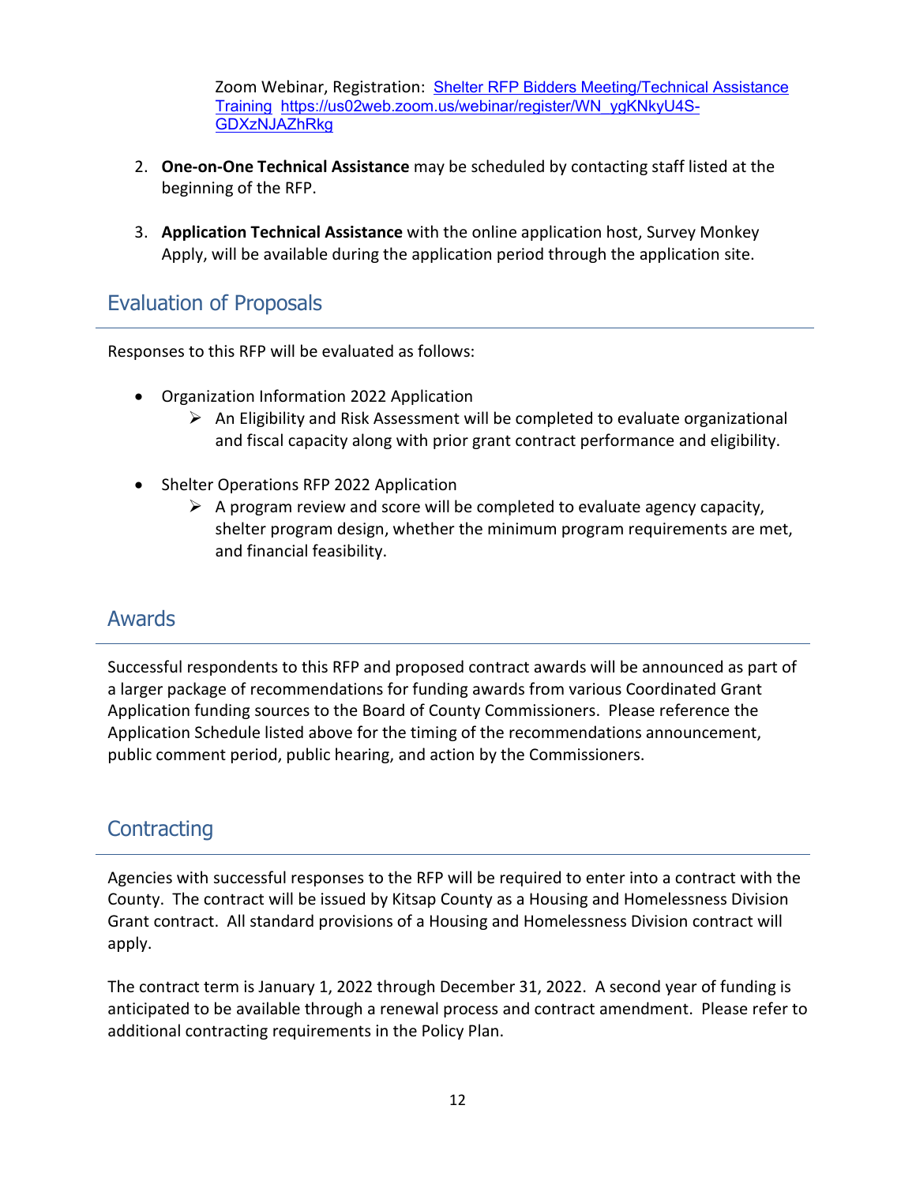Zoom Webinar, Registration: [Shelter RFP Bidders Meeting/Technical Assistance Training](https://us02web.zoom.us/webinar/register/WN_ygKNkyU4S-GDXzNJAZhRkg) https://us02web.zoom.us/webinar/register/WN_ygKNkyU4S-GDXzNJAZhRkg

2. **One-on-One Technical Assistance** may be scheduled by contacting staff listed at the beginning of the RFP.

3. **Application Technical Assistance** with the online application host, Survey Monkey Apply, will be available during the application period through the application site.

## Evaluation of Proposals

Responses to this RFP will be evaluated as follows:

- Organization Information 2022 Application
  - An Eligibility and Risk Assessment will be completed to evaluate organizational and fiscal capacity along with prior grant contract performance and eligibility.

- Shelter Operations RFP 2022 Application
  - A program review and score will be completed to evaluate agency capacity, shelter program design, whether the minimum program requirements are met, and financial feasibility.

## Awards

Successful respondents to this RFP and proposed contract awards will be announced as part of a larger package of recommendations for funding awards from various Coordinated Grant Application funding sources to the Board of County Commissioners. Please reference the Application Schedule listed above for the timing of the recommendations announcement, public comment period, public hearing, and action by the Commissioners.

## Contracting

Agencies with successful responses to the RFP will be required to enter into a contract with the County. The contract will be issued by Kitsap County as a Housing and Homelessness Division Grant contract. All standard provisions of a Housing and Homelessness Division contract will apply.

The contract term is January 1, 2022 through December 31, 2022. A second year of funding is anticipated to be available through a renewal process and contract amendment. Please refer to additional contracting requirements in the Policy Plan.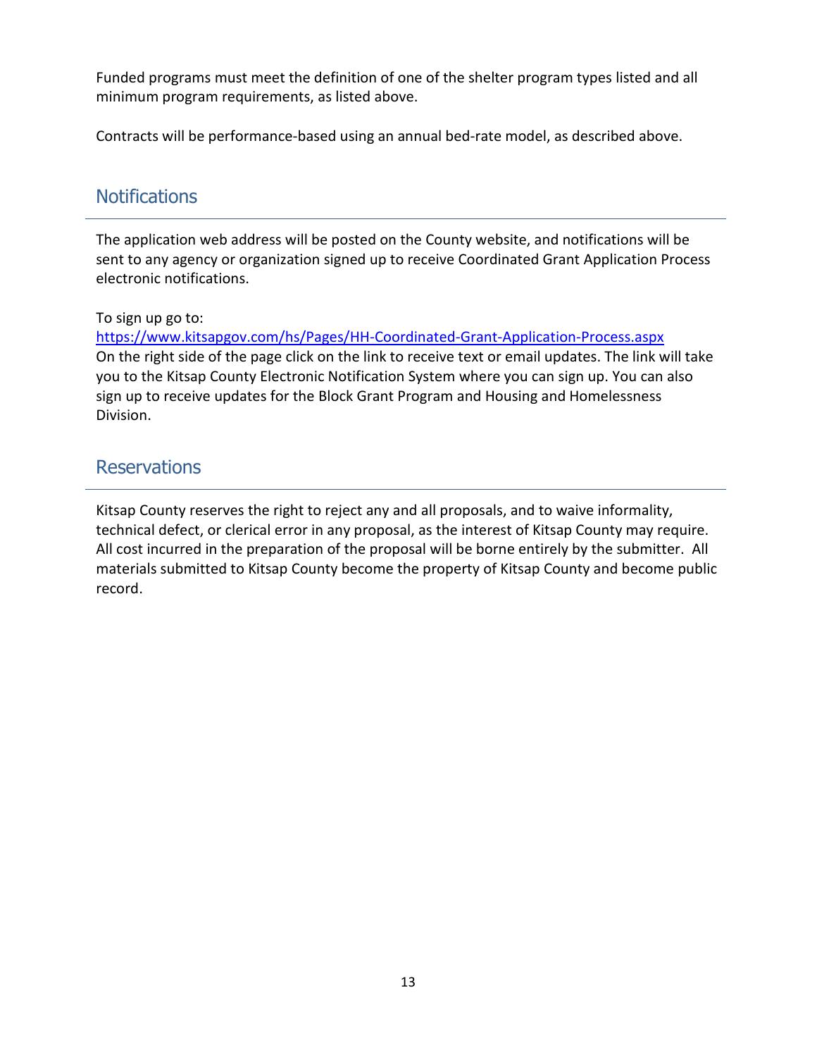Funded programs must meet the definition of one of the shelter program types listed and all minimum program requirements, as listed above.

Contracts will be performance-based using an annual bed-rate model, as described above.

## Notifications

The application web address will be posted on the County website, and notifications will be sent to any agency or organization signed up to receive Coordinated Grant Application Process electronic notifications.

To sign up go to:
https://www.kitsapgov.com/hs/Pages/HH-Coordinated-Grant-Application-Process.aspx
On the right side of the page click on the link to receive text or email updates. The link will take you to the Kitsap County Electronic Notification System where you can sign up. You can also sign up to receive updates for the Block Grant Program and Housing and Homelessness Division.

## Reservations

Kitsap County reserves the right to reject any and all proposals, and to waive informality, technical defect, or clerical error in any proposal, as the interest of Kitsap County may require. All cost incurred in the preparation of the proposal will be borne entirely by the submitter. All materials submitted to Kitsap County become the property of Kitsap County and become public record.